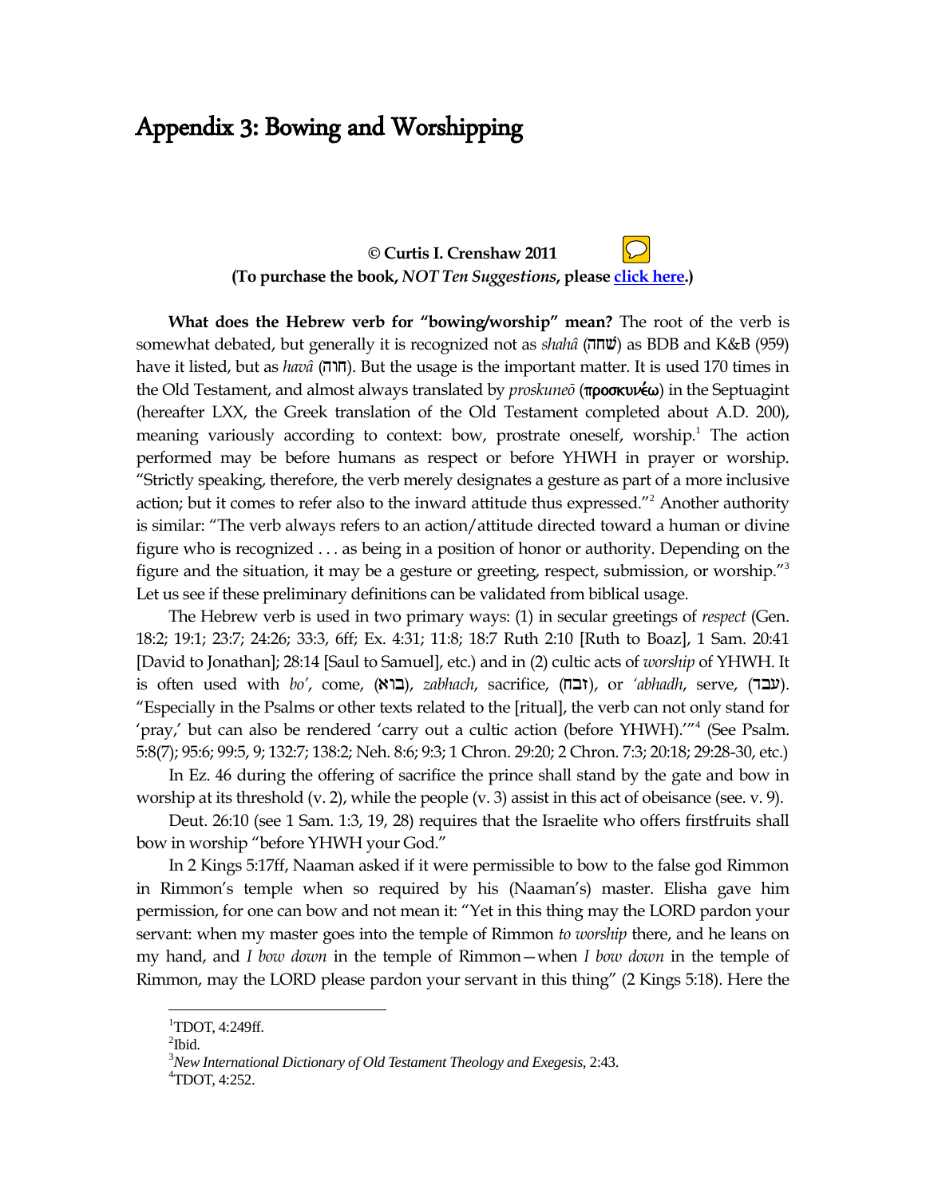# Appendix 3: Bowing and Worshipping

**© Curtis I. Crenshaw 2011**
**(To purchase the book, *NOT Ten Suggestions*, please click here.)**

**What does the Hebrew verb for "bowing/worship" mean?** The root of the verb is somewhat debated, but generally it is recognized not as *shahâ* (שׁחה) as BDB and K&B (959) have it listed, but as *havâ* (חוה). But the usage is the important matter. It is used 170 times in the Old Testament, and almost always translated by *proskuneō* (προσκυνέω) in the Septuagint (hereafter LXX, the Greek translation of the Old Testament completed about A.D. 200), meaning variously according to context: bow, prostrate oneself, worship.[1] The action performed may be before humans as respect or before YHWH in prayer or worship. "Strictly speaking, therefore, the verb merely designates a gesture as part of a more inclusive action; but it comes to refer also to the inward attitude thus expressed."[2] Another authority is similar: "The verb always refers to an action/attitude directed toward a human or divine figure who is recognized . . . as being in a position of honor or authority. Depending on the figure and the situation, it may be a gesture or greeting, respect, submission, or worship."[3] Let us see if these preliminary definitions can be validated from biblical usage.

The Hebrew verb is used in two primary ways: (1) in secular greetings of *respect* (Gen. 18:2; 19:1; 23:7; 24:26; 33:3, 6ff; Ex. 4:31; 11:8; 18:7 Ruth 2:10 [Ruth to Boaz], 1 Sam. 20:41 [David to Jonathan]; 28:14 [Saul to Samuel], etc.) and in (2) cultic acts of *worship* of YHWH. It is often used with *bo'*, come, (בוא), *zabhach*, sacrifice, (זבח), or *'abhadh*, serve, (עבד). "Especially in the Psalms or other texts related to the [ritual], the verb can not only stand for 'pray,' but can also be rendered 'carry out a cultic action (before YHWH).'"[4] (See Psalm. 5:8(7); 95:6; 99:5, 9; 132:7; 138:2; Neh. 8:6; 9:3; 1 Chron. 29:20; 2 Chron. 7:3; 20:18; 29:28-30, etc.)

In Ez. 46 during the offering of sacrifice the prince shall stand by the gate and bow in worship at its threshold (v. 2), while the people (v. 3) assist in this act of obeisance (see. v. 9).

Deut. 26:10 (see 1 Sam. 1:3, 19, 28) requires that the Israelite who offers firstfruits shall bow in worship "before YHWH your God."

In 2 Kings 5:17ff, Naaman asked if it were permissible to bow to the false god Rimmon in Rimmon's temple when so required by his (Naaman's) master. Elisha gave him permission, for one can bow and not mean it: "Yet in this thing may the LORD pardon your servant: when my master goes into the temple of Rimmon *to worship* there, and he leans on my hand, and *I bow down* in the temple of Rimmon—when *I bow down* in the temple of Rimmon, may the LORD please pardon your servant in this thing" (2 Kings 5:18). Here the

---

[1] TDOT, 4:249ff.
[2] Ibid.
[3] *New International Dictionary of Old Testament Theology and Exegesis*, 2:43.
[4] TDOT, 4:252.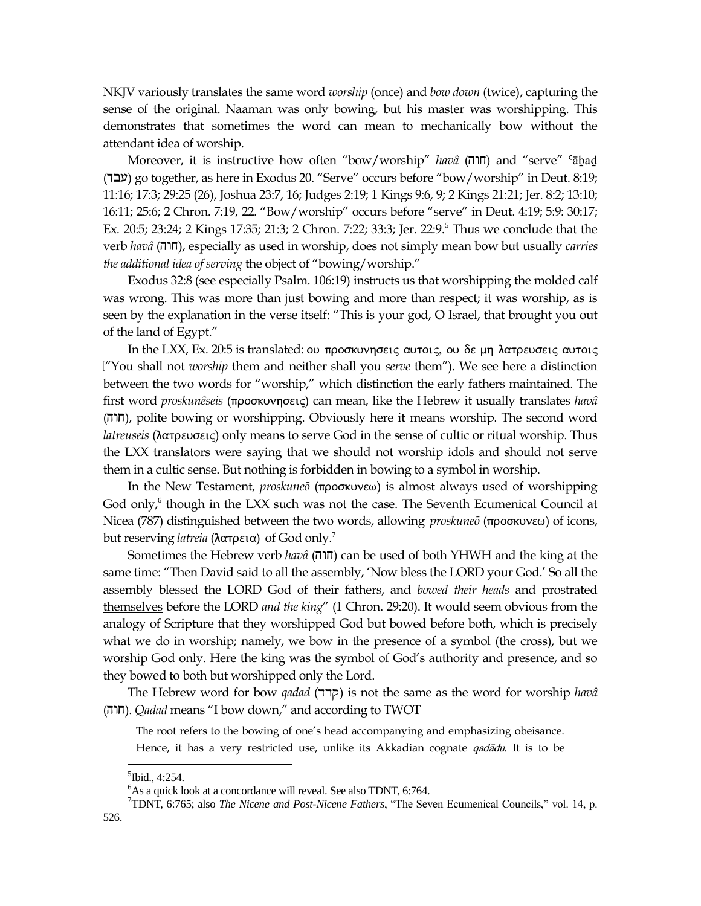NKJV variously translates the same word *worship* (once) and *bow down* (twice), capturing the sense of the original. Naaman was only bowing, but his master was worshipping. This demonstrates that sometimes the word can mean to mechanically bow without the attendant idea of worship.

Moreover, it is instructive how often "bow/worship" *havâ* (חוה) and "serve" *ʿāḇaḏ* (עבד) go together, as here in Exodus 20. "Serve" occurs before "bow/worship" in Deut. 8:19; 11:16; 17:3; 29:25 (26), Joshua 23:7, 16; Judges 2:19; 1 Kings 9:6, 9; 2 Kings 21:21; Jer. 8:2; 13:10; 16:11; 25:6; 2 Chron. 7:19, 22. "Bow/worship" occurs before "serve" in Deut. 4:19; 5:9: 30:17; Ex. 20:5; 23:24; 2 Kings 17:35; 21:3; 2 Chron. 7:22; 33:3; Jer. 22:9.[5] Thus we conclude that the verb *havâ* (חוה), especially as used in worship, does not simply mean bow but usually *carries the additional idea of serving* the object of "bowing/worship."

Exodus 32:8 (see especially Psalm. 106:19) instructs us that worshipping the molded calf was wrong. This was more than just bowing and more than respect; it was worship, as is seen by the explanation in the verse itself: "This is your god, O Israel, that brought you out of the land of Egypt."

In the LXX, Ex. 20:5 is translated: ου προσκυνησεις αυτοις, ου δε μη λατρευσεις αυτοις ["You shall not *worship* them and neither shall you *serve* them"). We see here a distinction between the two words for "worship," which distinction the early fathers maintained. The first word *proskunêseis* (προσκυνησεις) can mean, like the Hebrew it usually translates *havâ* (חוה), polite bowing or worshipping. Obviously here it means worship. The second word *latreuseis* (λατρευσεις) only means to serve God in the sense of cultic or ritual worship. Thus the LXX translators were saying that we should not worship idols and should not serve them in a cultic sense. But nothing is forbidden in bowing to a symbol in worship.

In the New Testament, *proskuneō* (προσκυνεω) is almost always used of worshipping God only,[6] though in the LXX such was not the case. The Seventh Ecumenical Council at Nicea (787) distinguished between the two words, allowing *proskuneō* (προσκυνεω) of icons, but reserving *latreia* (λατρεια) of God only.[7]

Sometimes the Hebrew verb *havâ* (חוה) can be used of both YHWH and the king at the same time: "Then David said to all the assembly, 'Now bless the LORD your God.' So all the assembly blessed the LORD God of their fathers, and *bowed their heads* and <u>prostrated themselves</u> before the LORD *and the king*" (1 Chron. 29:20). It would seem obvious from the analogy of Scripture that they worshipped God but bowed before both, which is precisely what we do in worship; namely, we bow in the presence of a symbol (the cross), but we worship God only. Here the king was the symbol of God's authority and presence, and so they bowed to both but worshipped only the Lord.

The Hebrew word for bow *qadad* (קדד) is not the same as the word for worship *havâ* (חוה). *Qadad* means "I bow down," and according to TWOT

> The root refers to the bowing of one's head accompanying and emphasizing obeisance. Hence, it has a very restricted use, unlike its Akkadian cognate *qadādu*. It is to be

---

[5] Ibid., 4:254.

[6] As a quick look at a concordance will reveal. See also TDNT, 6:764.

[7] TDNT, 6:765; also *The Nicene and Post-Nicene Fathers*, "The Seven Ecumenical Councils," vol. 14, p. 526.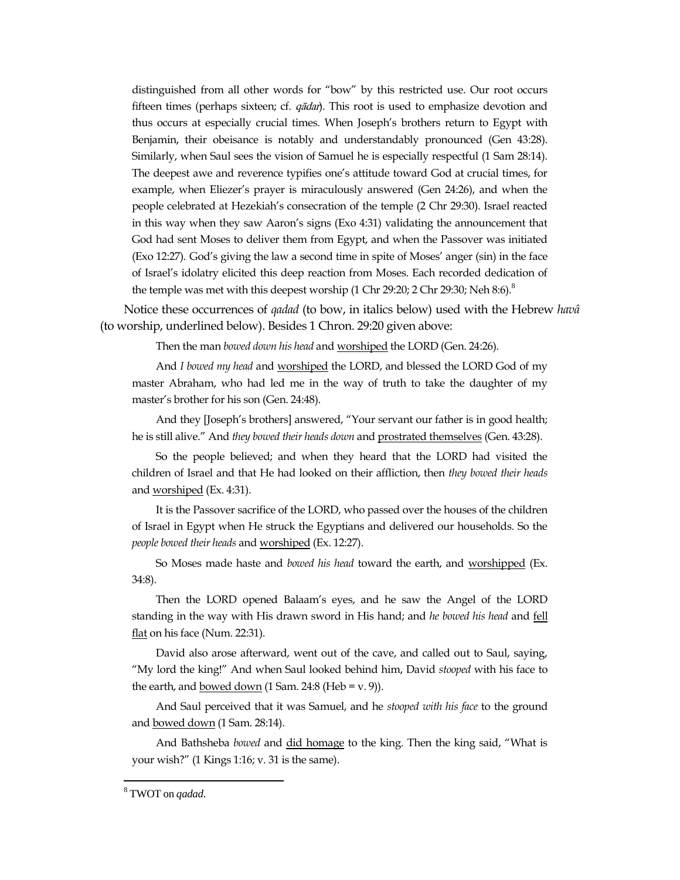distinguished from all other words for "bow" by this restricted use. Our root occurs fifteen times (perhaps sixteen; cf. *qādar*). This root is used to emphasize devotion and thus occurs at especially crucial times. When Joseph's brothers return to Egypt with Benjamin, their obeisance is notably and understandably pronounced (Gen 43:28). Similarly, when Saul sees the vision of Samuel he is especially respectful (1 Sam 28:14). The deepest awe and reverence typifies one's attitude toward God at crucial times, for example, when Eliezer's prayer is miraculously answered (Gen 24:26), and when the people celebrated at Hezekiah's consecration of the temple (2 Chr 29:30). Israel reacted in this way when they saw Aaron's signs (Exo 4:31) validating the announcement that God had sent Moses to deliver them from Egypt, and when the Passover was initiated (Exo 12:27). God's giving the law a second time in spite of Moses' anger (sin) in the face of Israel's idolatry elicited this deep reaction from Moses. Each recorded dedication of the temple was met with this deepest worship (1 Chr 29:20; 2 Chr 29:30; Neh 8:6).[8]

Notice these occurrences of *qadad* (to bow, in italics below) used with the Hebrew *havâ* (to worship, underlined below). Besides 1 Chron. 29:20 given above:

> Then the man *bowed down his head* and <u>worshiped</u> the LORD (Gen. 24:26).
>
> And *I bowed my head* and <u>worshiped</u> the LORD, and blessed the LORD God of my master Abraham, who had led me in the way of truth to take the daughter of my master's brother for his son (Gen. 24:48).
>
> And they [Joseph's brothers] answered, "Your servant our father is in good health; he is still alive." And *they bowed their heads down* and <u>prostrated themselves</u> (Gen. 43:28).
>
> So the people believed; and when they heard that the LORD had visited the children of Israel and that He had looked on their affliction, then *they bowed their heads* and <u>worshiped</u> (Ex. 4:31).
>
> It is the Passover sacrifice of the LORD, who passed over the houses of the children of Israel in Egypt when He struck the Egyptians and delivered our households. So the *people bowed their heads* and <u>worshiped</u> (Ex. 12:27).
>
> So Moses made haste and *bowed his head* toward the earth, and <u>worshipped</u> (Ex. 34:8).
>
> Then the LORD opened Balaam's eyes, and he saw the Angel of the LORD standing in the way with His drawn sword in His hand; and *he bowed his head* and <u>fell flat</u> on his face (Num. 22:31).
>
> David also arose afterward, went out of the cave, and called out to Saul, saying, "My lord the king!" And when Saul looked behind him, David *stooped* with his face to the earth, and <u>bowed down</u> (1 Sam. 24:8 (Heb = v. 9)).
>
> And Saul perceived that it was Samuel, and he *stooped with his face* to the ground and <u>bowed down</u> (1 Sam. 28:14).
>
> And Bathsheba *bowed* and <u>did homage</u> to the king. Then the king said, "What is your wish?" (1 Kings 1:16; v. 31 is the same).

---

[8] TWOT on *qadad*.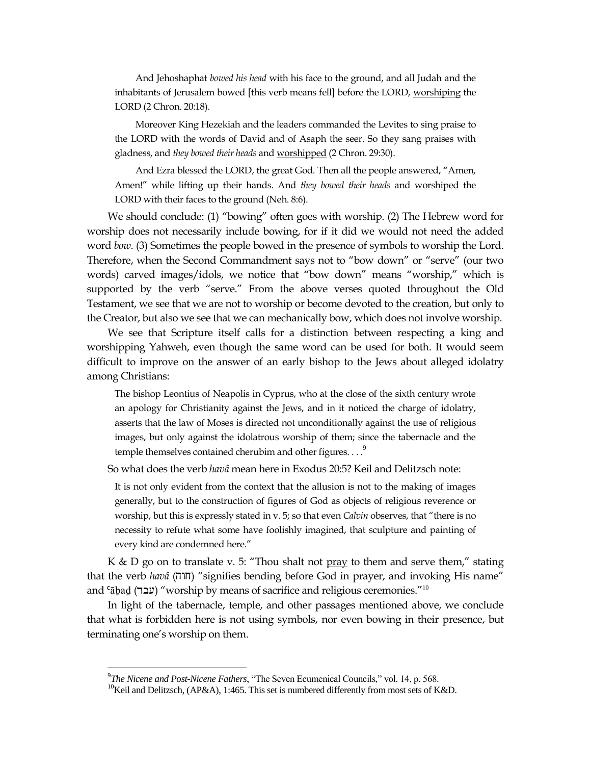> And Jehoshaphat *bowed his head* with his face to the ground, and all Judah and the inhabitants of Jerusalem bowed [this verb means fell] before the LORD, <u>worshiping</u> the LORD (2 Chron. 20:18).
>
> Moreover King Hezekiah and the leaders commanded the Levites to sing praise to the LORD with the words of David and of Asaph the seer. So they sang praises with gladness, and *they bowed their heads* and <u>worshipped</u> (2 Chron. 29:30).
>
> And Ezra blessed the LORD, the great God. Then all the people answered, "Amen, Amen!" while lifting up their hands. And *they bowed their heads* and <u>worshiped</u> the LORD with their faces to the ground (Neh. 8:6).

We should conclude: (1) "bowing" often goes with worship. (2) The Hebrew word for worship does not necessarily include bowing, for if it did we would not need the added word *bow*. (3) Sometimes the people bowed in the presence of symbols to worship the Lord. Therefore, when the Second Commandment says not to "bow down" or "serve" (our two words) carved images/idols, we notice that "bow down" means "worship," which is supported by the verb "serve." From the above verses quoted throughout the Old Testament, we see that we are not to worship or become devoted to the creation, but only to the Creator, but also we see that we can mechanically bow, which does not involve worship.

We see that Scripture itself calls for a distinction between respecting a king and worshipping Yahweh, even though the same word can be used for both. It would seem difficult to improve on the answer of an early bishop to the Jews about alleged idolatry among Christians:

> The bishop Leontius of Neapolis in Cyprus, who at the close of the sixth century wrote an apology for Christianity against the Jews, and in it noticed the charge of idolatry, asserts that the law of Moses is directed not unconditionally against the use of religious images, but only against the idolatrous worship of them; since the tabernacle and the temple themselves contained cherubim and other figures. . . .[9]

So what does the verb *havâ* mean here in Exodus 20:5? Keil and Delitzsch note:

> It is not only evident from the context that the allusion is not to the making of images generally, but to the construction of figures of God as objects of religious reverence or worship, but this is expressly stated in v. 5; so that even *Calvin* observes, that "there is no necessity to refute what some have foolishly imagined, that sculpture and painting of every kind are condemned here."

K & D go on to translate v. 5: "Thou shalt not <u>pray</u> to them and serve them," stating that the verb *havâ* (חוה) "signifies bending before God in prayer, and invoking His name" and ʿāḇaḏ (עבד) "worship by means of sacrifice and religious ceremonies."[10]

In light of the tabernacle, temple, and other passages mentioned above, we conclude that what is forbidden here is not using symbols, nor even bowing in their presence, but terminating one's worship on them.

---

[9] *The Nicene and Post-Nicene Fathers*, "The Seven Ecumenical Councils," vol. 14, p. 568.

[10] Keil and Delitzsch, (AP&A), 1:465. This set is numbered differently from most sets of K&D.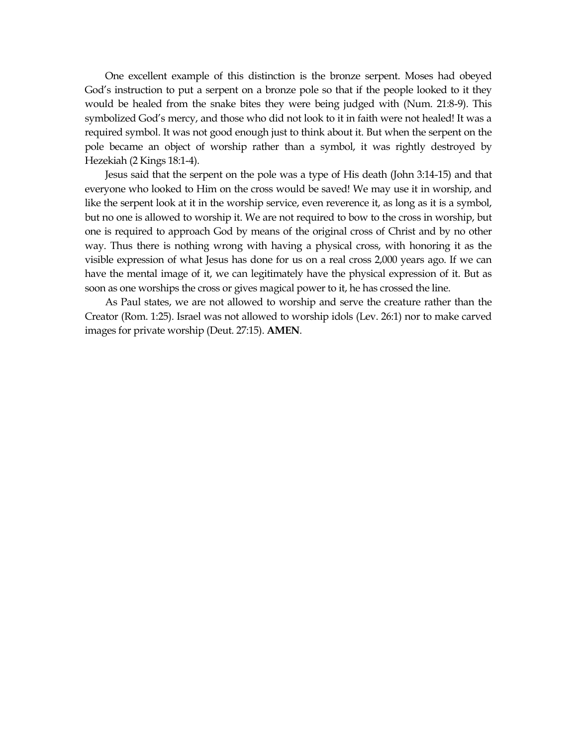One excellent example of this distinction is the bronze serpent. Moses had obeyed God's instruction to put a serpent on a bronze pole so that if the people looked to it they would be healed from the snake bites they were being judged with (Num. 21:8-9). This symbolized God's mercy, and those who did not look to it in faith were not healed! It was a required symbol. It was not good enough just to think about it. But when the serpent on the pole became an object of worship rather than a symbol, it was rightly destroyed by Hezekiah (2 Kings 18:1-4).

Jesus said that the serpent on the pole was a type of His death (John 3:14-15) and that everyone who looked to Him on the cross would be saved! We may use it in worship, and like the serpent look at it in the worship service, even reverence it, as long as it is a symbol, but no one is allowed to worship it. We are not required to bow to the cross in worship, but one is required to approach God by means of the original cross of Christ and by no other way. Thus there is nothing wrong with having a physical cross, with honoring it as the visible expression of what Jesus has done for us on a real cross 2,000 years ago. If we can have the mental image of it, we can legitimately have the physical expression of it. But as soon as one worships the cross or gives magical power to it, he has crossed the line.

As Paul states, we are not allowed to worship and serve the creature rather than the Creator (Rom. 1:25). Israel was not allowed to worship idols (Lev. 26:1) nor to make carved images for private worship (Deut. 27:15). **AMEN**.